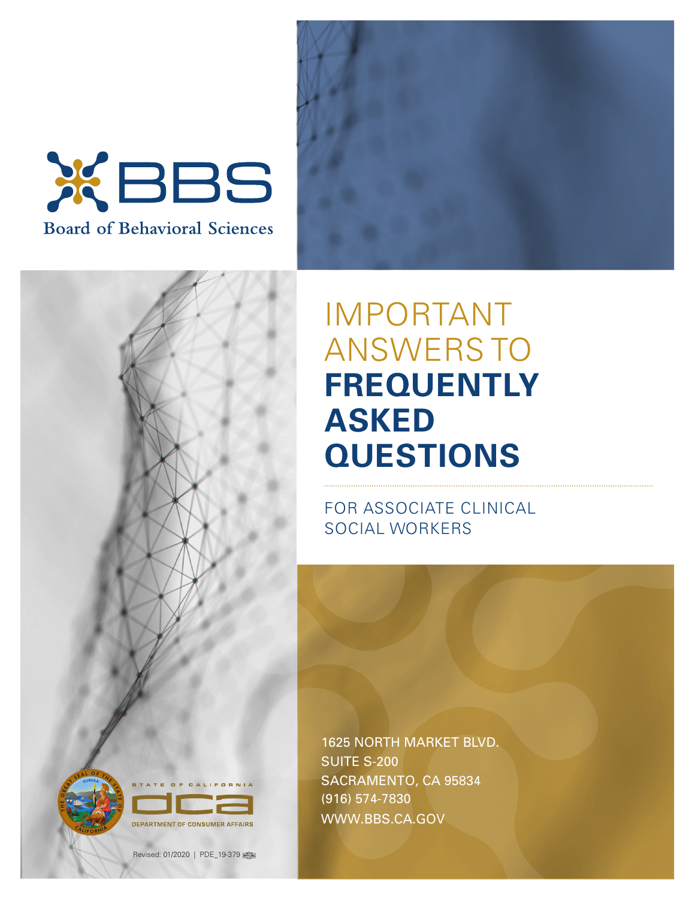# BBS

Board of Behavioral Sciences

# IMPORTANT ANSWERS TO FREQUENTLY ASKED QUESTIONS

FOR ASSOCIATE CLINICAL SOCIAL WORKERS

1625 NORTH MARKET BLVD.
SUITE S-200
SACRAMENTO, CA 95834
(916) 574-7830
WWW.BBS.CA.GOV

STATE OF CALIFORNIA
DCA
DEPARTMENT OF CONSUMER AFFAIRS

Revised: 01/2020 | PDE_19-379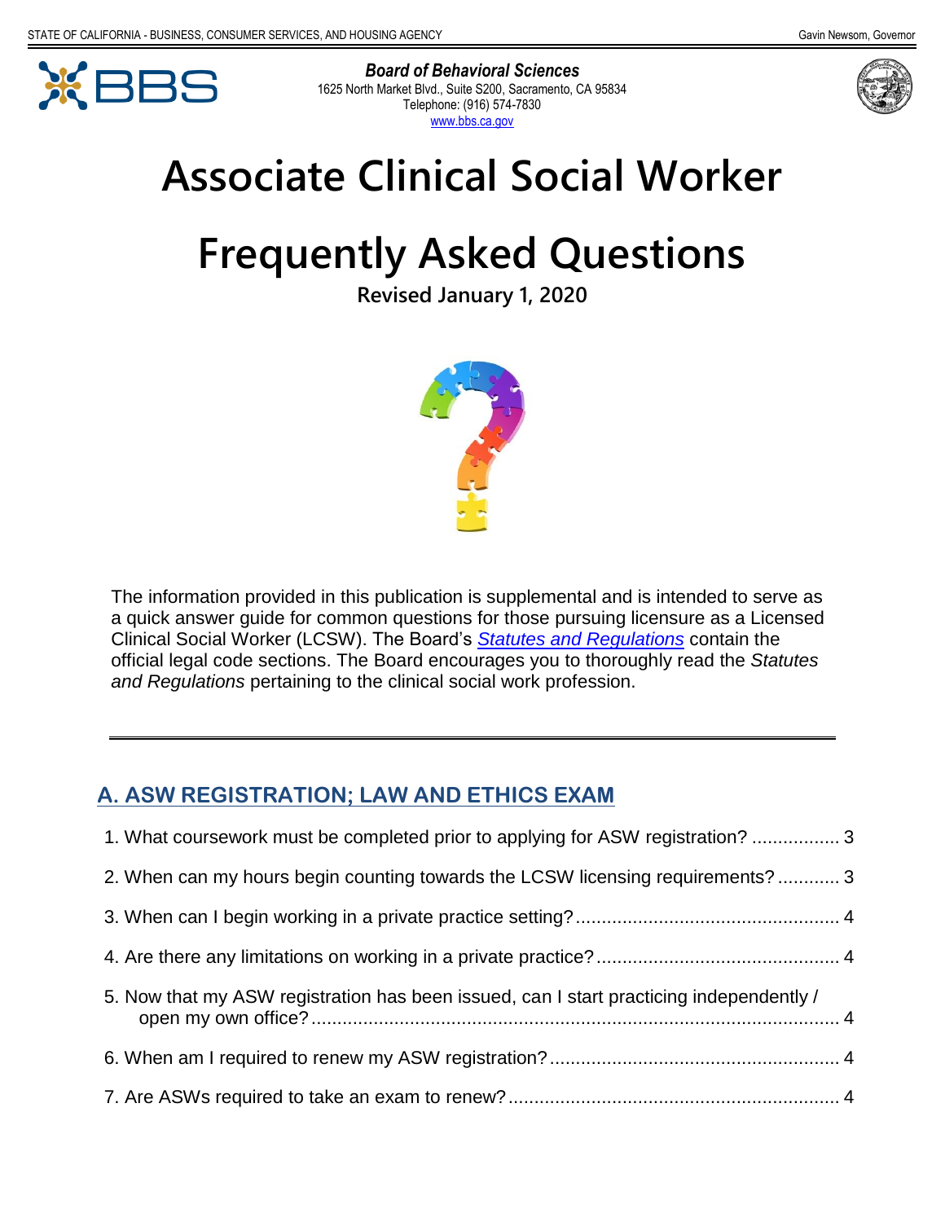Board of Behavioral Sciences
1625 North Market Blvd., Suite S200, Sacramento, CA 95834
Telephone: (916) 574-7830
www.bbs.ca.gov

# Associate Clinical Social Worker

# Frequently Asked Questions

**Revised January 1, 2020**

The information provided in this publication is supplemental and is intended to serve as a quick answer guide for common questions for those pursuing licensure as a Licensed Clinical Social Worker (LCSW). The Board's *Statutes and Regulations* contain the official legal code sections. The Board encourages you to thoroughly read the *Statutes and Regulations* pertaining to the clinical social work profession.

---

## A. ASW REGISTRATION; LAW AND ETHICS EXAM

1. What coursework must be completed prior to applying for ASW registration? ................. 3
2. When can my hours begin counting towards the LCSW licensing requirements? ............ 3
3. When can I begin working in a private practice setting? .................................................. 4
4. Are there any limitations on working in a private practice? ............................................... 4
5. Now that my ASW registration has been issued, can I start practicing independently / open my own office? ...................................................................................................... 4
6. When am I required to renew my ASW registration? ........................................................ 4
7. Are ASWs required to take an exam to renew? ................................................................ 4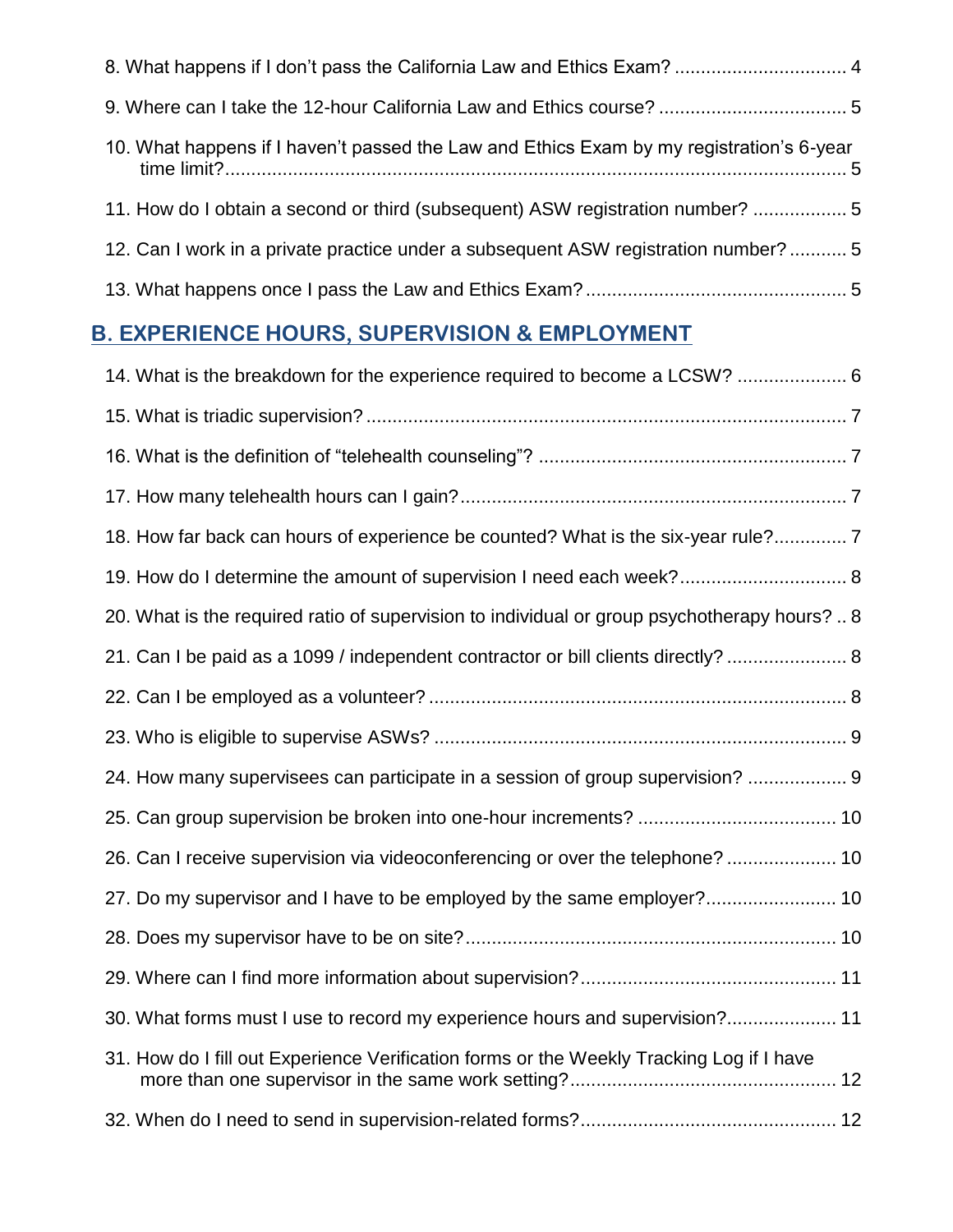8. What happens if I don’t pass the California Law and Ethics Exam? ................................ 4

9. Where can I take the 12-hour California Law and Ethics course? ................................... 5

10. What happens if I haven’t passed the Law and Ethics Exam by my registration’s 6-year time limit? ................................................................................................................. 5

11. How do I obtain a second or third (subsequent) ASW registration number? .................. 5

12. Can I work in a private practice under a subsequent ASW registration number? ........... 5

13. What happens once I pass the Law and Ethics Exam? .................................................. 5

## B. EXPERIENCE HOURS, SUPERVISION & EMPLOYMENT

14. What is the breakdown for the experience required to become a LCSW? ..................... 6

15. What is triadic supervision? ............................................................................................ 7

16. What is the definition of “telehealth counseling”? ........................................................... 7

17. How many telehealth hours can I gain? .......................................................................... 7

18. How far back can hours of experience be counted? What is the six-year rule? .............. 7

19. How do I determine the amount of supervision I need each week? ................................ 8

20. What is the required ratio of supervision to individual or group psychotherapy hours? .. 8

21. Can I be paid as a 1099 / independent contractor or bill clients directly? ....................... 8

22. Can I be employed as a volunteer? ................................................................................ 8

23. Who is eligible to supervise ASWs? ............................................................................... 9

24. How many supervisees can participate in a session of group supervision? ................... 9

25. Can group supervision be broken into one-hour increments? ...................................... 10

26. Can I receive supervision via videoconferencing or over the telephone? ..................... 10

27. Do my supervisor and I have to be employed by the same employer? ......................... 10

28. Does my supervisor have to be on site? ....................................................................... 10

29. Where can I find more information about supervision? ................................................. 11

30. What forms must I use to record my experience hours and supervision? ..................... 11

31. How do I fill out Experience Verification forms or the Weekly Tracking Log if I have more than one supervisor in the same work setting? .................................................. 12

32. When do I need to send in supervision-related forms? ................................................. 12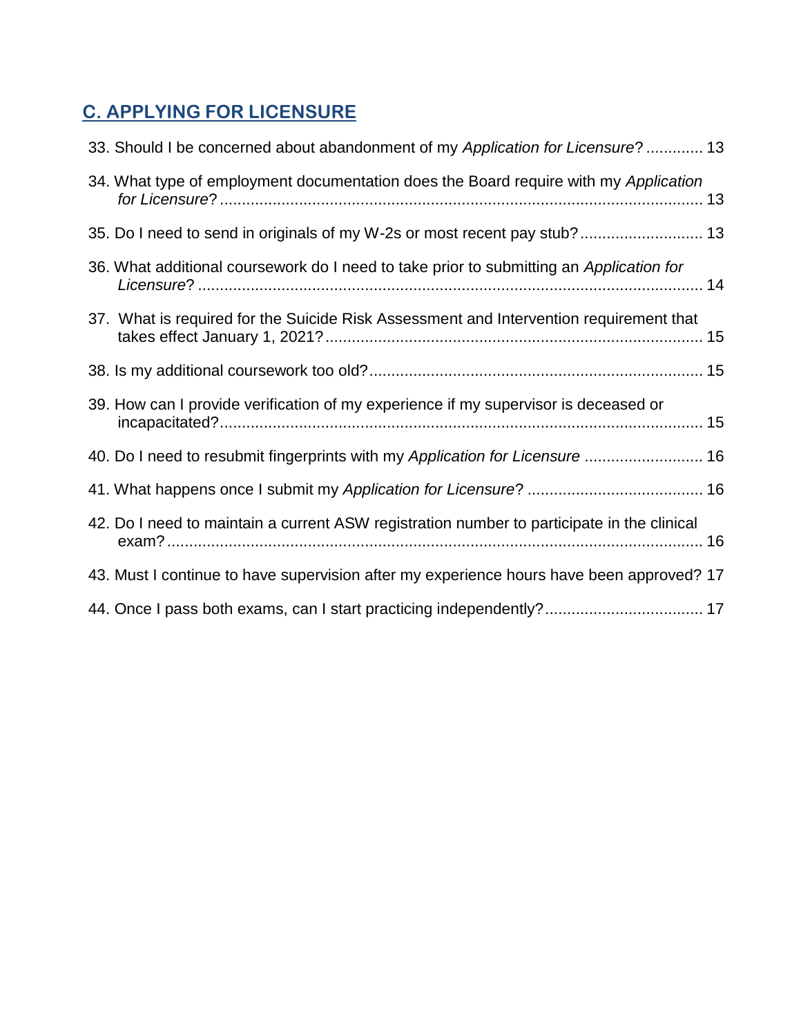## C. APPLYING FOR LICENSURE

33. Should I be concerned about abandonment of my *Application for Licensure*? ............. 13

34. What type of employment documentation does the Board require with my *Application for Licensure*? ............................................................................................................ 13

35. Do I need to send in originals of my W-2s or most recent pay stub? ............................ 13

36. What additional coursework do I need to take prior to submitting an *Application for Licensure*? ................................................................................................................ 14

37. What is required for the Suicide Risk Assessment and Intervention requirement that takes effect January 1, 2021? ..................................................................................... 15

38. Is my additional coursework too old? ........................................................................... 15

39. How can I provide verification of my experience if my supervisor is deceased or incapacitated? ............................................................................................................ 15

40. Do I need to resubmit fingerprints with my *Application for Licensure* ........................... 16

41. What happens once I submit my *Application for Licensure*? ........................................ 16

42. Do I need to maintain a current ASW registration number to participate in the clinical exam? ......................................................................................................................... 16

43. Must I continue to have supervision after my experience hours have been approved? 17

44. Once I pass both exams, can I start practicing independently? .................................... 17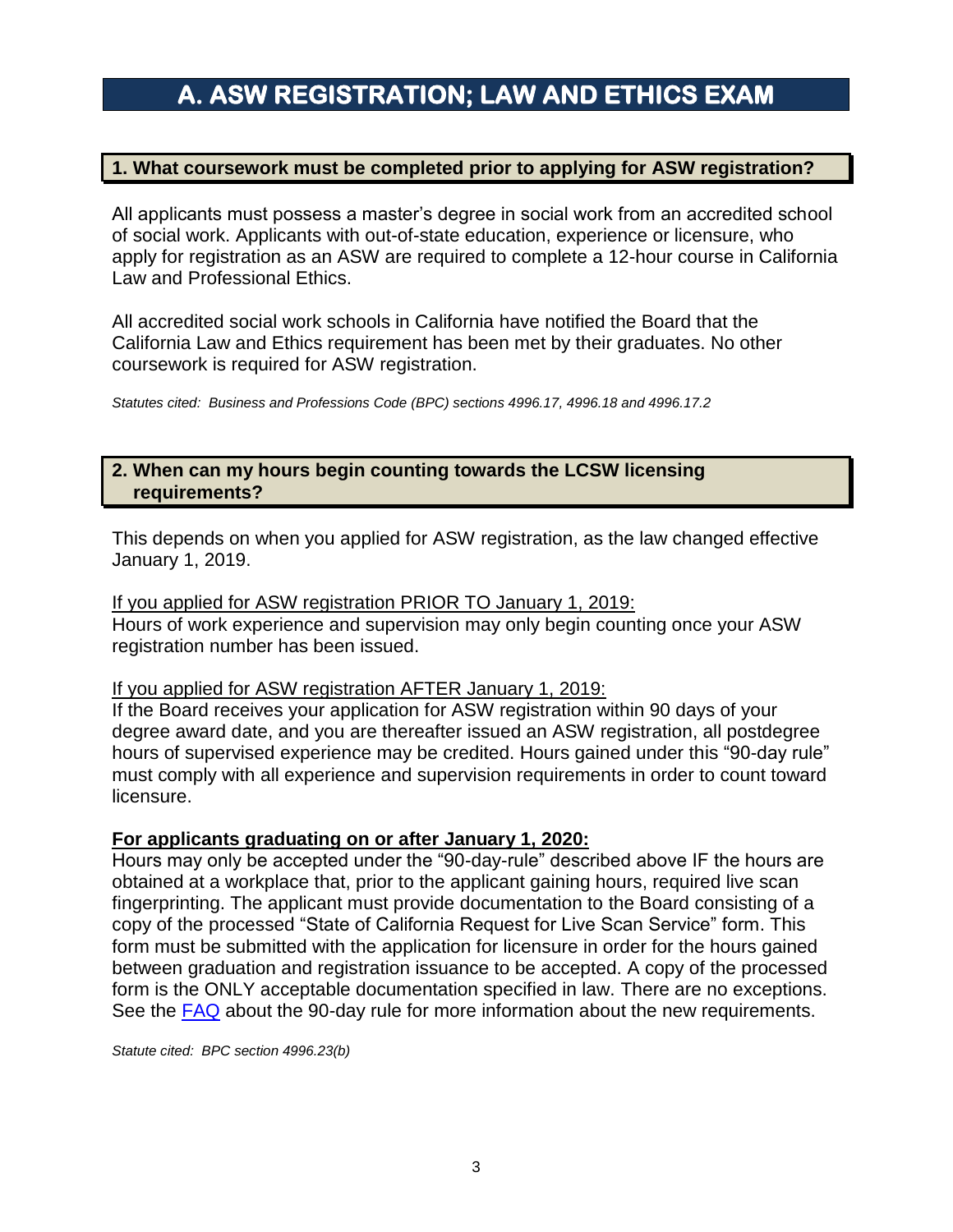# A. ASW REGISTRATION; LAW AND ETHICS EXAM

### 1. What coursework must be completed prior to applying for ASW registration?

All applicants must possess a master's degree in social work from an accredited school of social work. Applicants with out-of-state education, experience or licensure, who apply for registration as an ASW are required to complete a 12-hour course in California Law and Professional Ethics.

All accredited social work schools in California have notified the Board that the California Law and Ethics requirement has been met by their graduates. No other coursework is required for ASW registration.

*Statutes cited: Business and Professions Code (BPC) sections 4996.17, 4996.18 and 4996.17.2*

### 2. When can my hours begin counting towards the LCSW licensing requirements?

This depends on when you applied for ASW registration, as the law changed effective January 1, 2019.

<u>If you applied for ASW registration PRIOR TO January 1, 2019:</u>
Hours of work experience and supervision may only begin counting once your ASW registration number has been issued.

<u>If you applied for ASW registration AFTER January 1, 2019:</u>
If the Board receives your application for ASW registration within 90 days of your degree award date, and you are thereafter issued an ASW registration, all postdegree hours of supervised experience may be credited. Hours gained under this "90-day rule" must comply with all experience and supervision requirements in order to count toward licensure.

**<u>For applicants graduating on or after January 1, 2020:</u>**
Hours may only be accepted under the "90-day-rule" described above IF the hours are obtained at a workplace that, prior to the applicant gaining hours, required live scan fingerprinting. The applicant must provide documentation to the Board consisting of a copy of the processed "State of California Request for Live Scan Service" form. This form must be submitted with the application for licensure in order for the hours gained between graduation and registration issuance to be accepted. A copy of the processed form is the ONLY acceptable documentation specified in law. There are no exceptions. See the FAQ about the 90-day rule for more information about the new requirements.

*Statute cited: BPC section 4996.23(b)*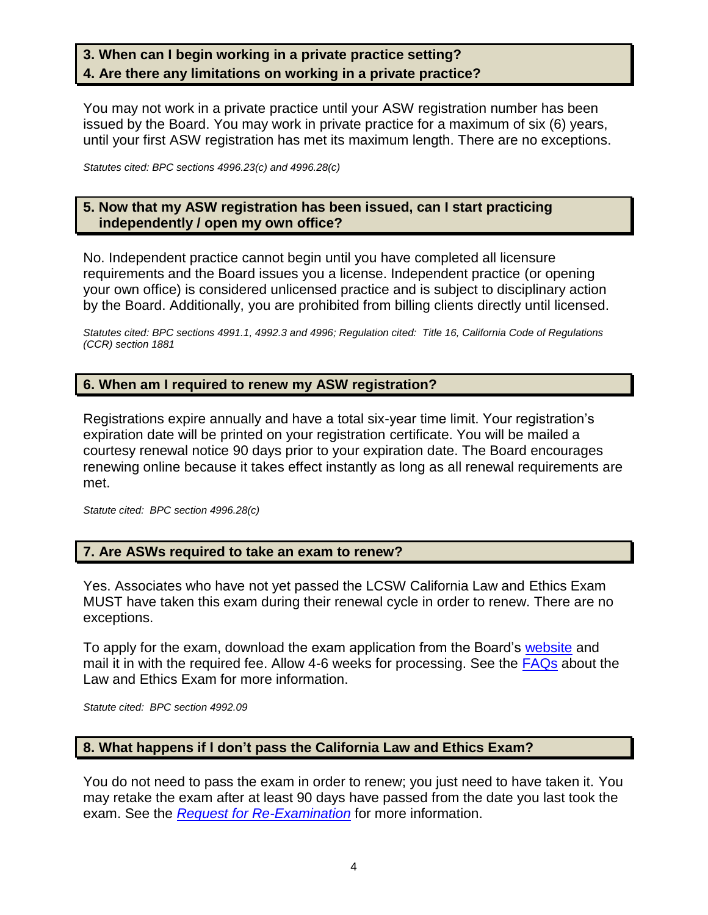### 3. When can I begin working in a private practice setting?
### 4. Are there any limitations on working in a private practice?

You may not work in a private practice until your ASW registration number has been issued by the Board. You may work in private practice for a maximum of six (6) years, until your first ASW registration has met its maximum length. There are no exceptions.

*Statutes cited: BPC sections 4996.23(c) and 4996.28(c)*

### 5. Now that my ASW registration has been issued, can I start practicing independently / open my own office?

No. Independent practice cannot begin until you have completed all licensure requirements and the Board issues you a license. Independent practice (or opening your own office) is considered unlicensed practice and is subject to disciplinary action by the Board. Additionally, you are prohibited from billing clients directly until licensed.

*Statutes cited: BPC sections 4991.1, 4992.3 and 4996; Regulation cited: Title 16, California Code of Regulations (CCR) section 1881*

### 6. When am I required to renew my ASW registration?

Registrations expire annually and have a total six-year time limit. Your registration's expiration date will be printed on your registration certificate. You will be mailed a courtesy renewal notice 90 days prior to your expiration date. The Board encourages renewing online because it takes effect instantly as long as all renewal requirements are met.

*Statute cited: BPC section 4996.28(c)*

### 7. Are ASWs required to take an exam to renew?

Yes. Associates who have not yet passed the LCSW California Law and Ethics Exam MUST have taken this exam during their renewal cycle in order to renew. There are no exceptions.

To apply for the exam, download the exam application from the Board's website and mail it in with the required fee. Allow 4-6 weeks for processing. See the FAQs about the Law and Ethics Exam for more information.

*Statute cited: BPC section 4992.09*

### 8. What happens if I don't pass the California Law and Ethics Exam?

You do not need to pass the exam in order to renew; you just need to have taken it. You may retake the exam after at least 90 days have passed from the date you last took the exam. See the *Request for Re-Examination* for more information.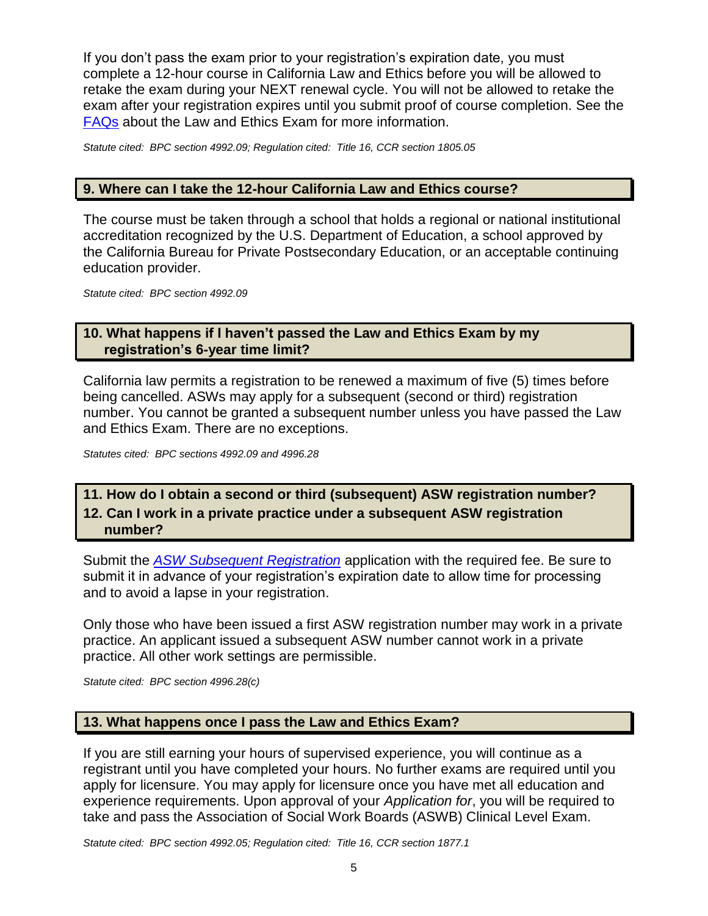If you don't pass the exam prior to your registration's expiration date, you must complete a 12-hour course in California Law and Ethics before you will be allowed to retake the exam during your NEXT renewal cycle. You will not be allowed to retake the exam after your registration expires until you submit proof of course completion. See the [FAQs](FAQs) about the Law and Ethics Exam for more information.

*Statute cited: BPC section 4992.09; Regulation cited: Title 16, CCR section 1805.05*

## 9. Where can I take the 12-hour California Law and Ethics course?

The course must be taken through a school that holds a regional or national institutional accreditation recognized by the U.S. Department of Education, a school approved by the California Bureau for Private Postsecondary Education, or an acceptable continuing education provider.

*Statute cited: BPC section 4992.09*

## 10. What happens if I haven't passed the Law and Ethics Exam by my registration's 6-year time limit?

California law permits a registration to be renewed a maximum of five (5) times before being cancelled. ASWs may apply for a subsequent (second or third) registration number. You cannot be granted a subsequent number unless you have passed the Law and Ethics Exam. There are no exceptions.

*Statutes cited: BPC sections 4992.09 and 4996.28*

## 11. How do I obtain a second or third (subsequent) ASW registration number?

## 12. Can I work in a private practice under a subsequent ASW registration number?

Submit the [*ASW Subsequent Registration*](ASW Subsequent Registration) application with the required fee. Be sure to submit it in advance of your registration's expiration date to allow time for processing and to avoid a lapse in your registration.

Only those who have been issued a first ASW registration number may work in a private practice. An applicant issued a subsequent ASW number cannot work in a private practice. All other work settings are permissible.

*Statute cited: BPC section 4996.28(c)*

## 13. What happens once I pass the Law and Ethics Exam?

If you are still earning your hours of supervised experience, you will continue as a registrant until you have completed your hours. No further exams are required until you apply for licensure. You may apply for licensure once you have met all education and experience requirements. Upon approval of your *Application for*, you will be required to take and pass the Association of Social Work Boards (ASWB) Clinical Level Exam.

*Statute cited: BPC section 4992.05; Regulation cited: Title 16, CCR section 1877.1*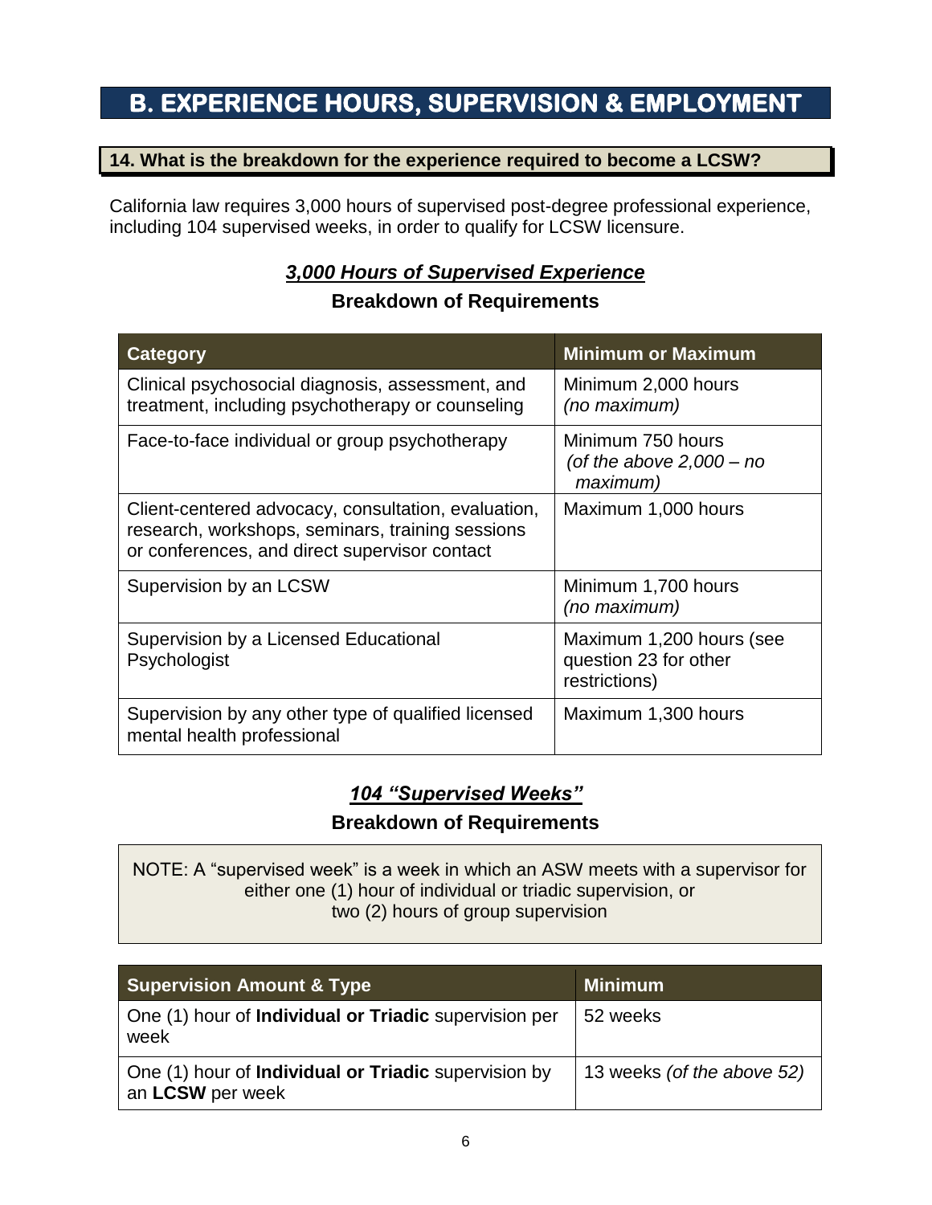# B. EXPERIENCE HOURS, SUPERVISION & EMPLOYMENT

## 14. What is the breakdown for the experience required to become a LCSW?

California law requires 3,000 hours of supervised post-degree professional experience, including 104 supervised weeks, in order to qualify for LCSW licensure.

### *3,000 Hours of Supervised Experience*

**Breakdown of Requirements**

| Category | Minimum or Maximum |
|---|---|
| Clinical psychosocial diagnosis, assessment, and treatment, including psychotherapy or counseling | Minimum 2,000 hours *(no maximum)* |
| Face-to-face individual or group psychotherapy | Minimum 750 hours *(of the above 2,000 – no maximum)* |
| Client-centered advocacy, consultation, evaluation, research, workshops, seminars, training sessions or conferences, and direct supervisor contact | Maximum 1,000 hours |
| Supervision by an LCSW | Minimum 1,700 hours *(no maximum)* |
| Supervision by a Licensed Educational Psychologist | Maximum 1,200 hours (see question 23 for other restrictions) |
| Supervision by any other type of qualified licensed mental health professional | Maximum 1,300 hours |

### *104 "Supervised Weeks"*

**Breakdown of Requirements**

NOTE: A "supervised week" is a week in which an ASW meets with a supervisor for either one (1) hour of individual or triadic supervision, or two (2) hours of group supervision

| Supervision Amount & Type | Minimum |
|---|---|
| One (1) hour of **Individual or Triadic** supervision per week | 52 weeks |
| One (1) hour of **Individual or Triadic** supervision by an **LCSW** per week | 13 weeks *(of the above 52)* |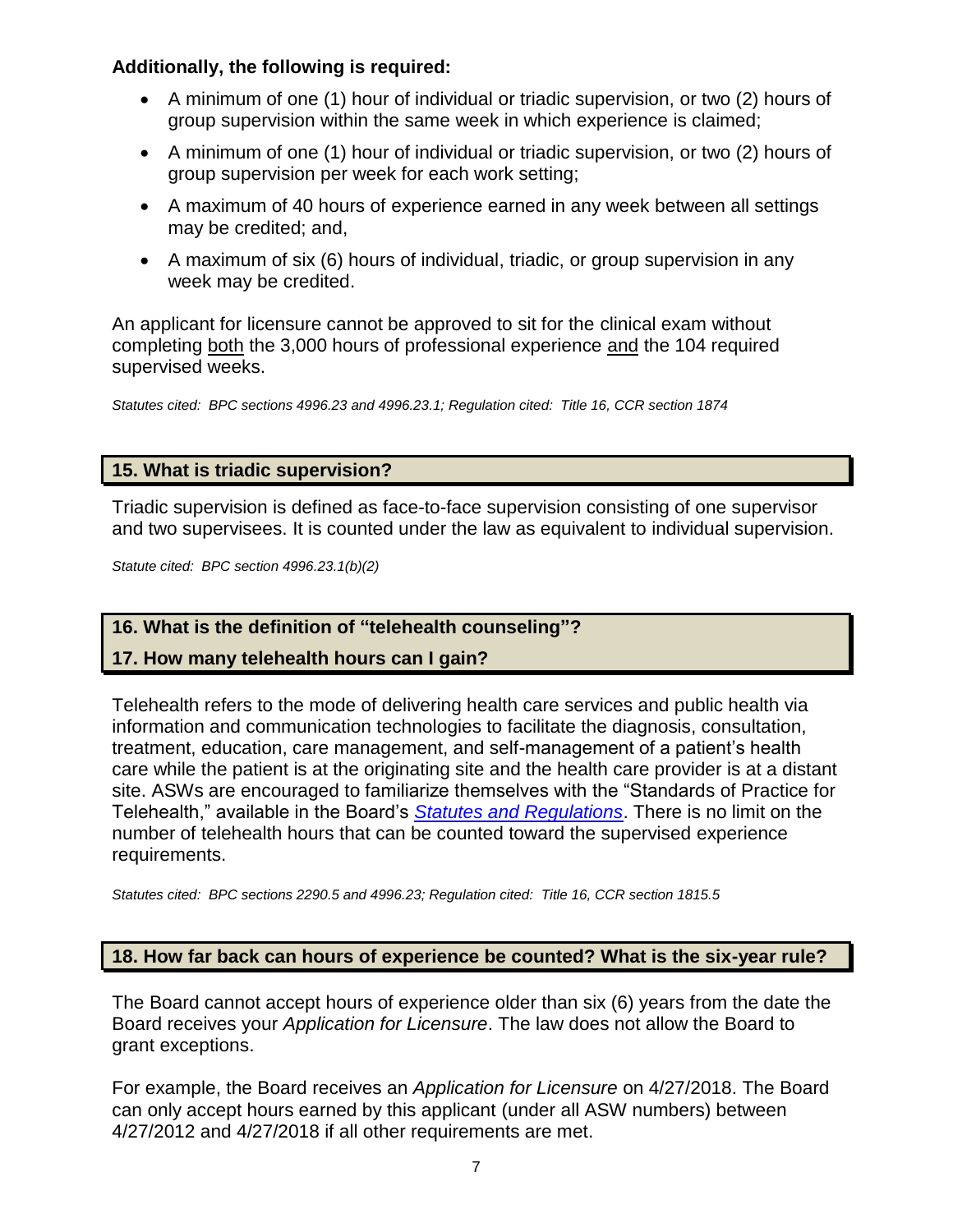**Additionally, the following is required:**

- A minimum of one (1) hour of individual or triadic supervision, or two (2) hours of group supervision within the same week in which experience is claimed;
- A minimum of one (1) hour of individual or triadic supervision, or two (2) hours of group supervision per week for each work setting;
- A maximum of 40 hours of experience earned in any week between all settings may be credited; and,
- A maximum of six (6) hours of individual, triadic, or group supervision in any week may be credited.

An applicant for licensure cannot be approved to sit for the clinical exam without completing both the 3,000 hours of professional experience and the 104 required supervised weeks.

*Statutes cited: BPC sections 4996.23 and 4996.23.1; Regulation cited: Title 16, CCR section 1874*

### 15. What is triadic supervision?

Triadic supervision is defined as face-to-face supervision consisting of one supervisor and two supervisees. It is counted under the law as equivalent to individual supervision.

*Statute cited: BPC section 4996.23.1(b)(2)*

### 16. What is the definition of "telehealth counseling"?

### 17. How many telehealth hours can I gain?

Telehealth refers to the mode of delivering health care services and public health via information and communication technologies to facilitate the diagnosis, consultation, treatment, education, care management, and self-management of a patient's health care while the patient is at the originating site and the health care provider is at a distant site. ASWs are encouraged to familiarize themselves with the "Standards of Practice for Telehealth," available in the Board's *Statutes and Regulations*. There is no limit on the number of telehealth hours that can be counted toward the supervised experience requirements.

*Statutes cited: BPC sections 2290.5 and 4996.23; Regulation cited: Title 16, CCR section 1815.5*

### 18. How far back can hours of experience be counted? What is the six-year rule?

The Board cannot accept hours of experience older than six (6) years from the date the Board receives your *Application for Licensure*. The law does not allow the Board to grant exceptions.

For example, the Board receives an *Application for Licensure* on 4/27/2018. The Board can only accept hours earned by this applicant (under all ASW numbers) between 4/27/2012 and 4/27/2018 if all other requirements are met.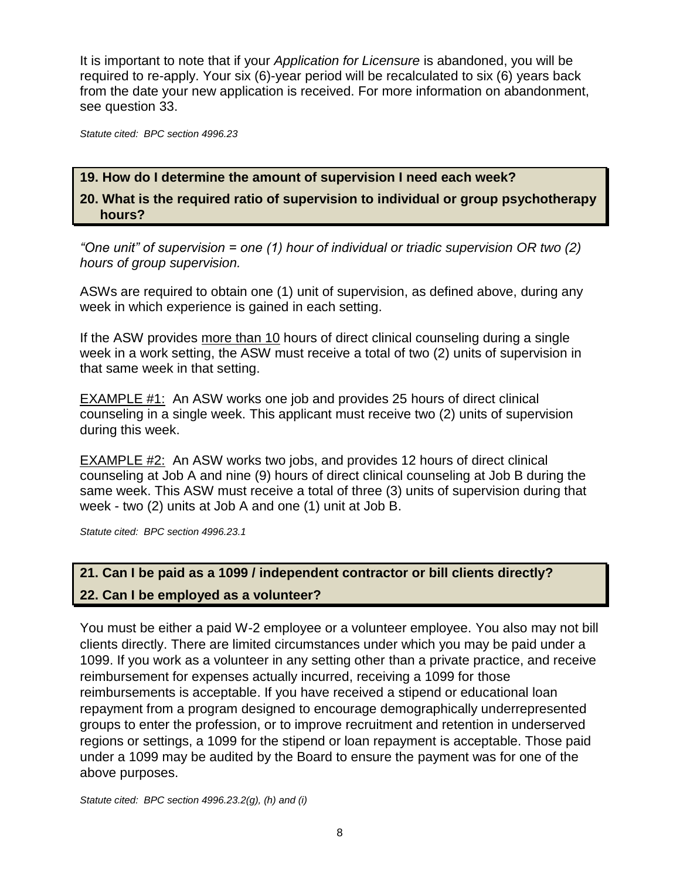It is important to note that if your *Application for Licensure* is abandoned, you will be required to re-apply. Your six (6)-year period will be recalculated to six (6) years back from the date your new application is received. For more information on abandonment, see question 33.

*Statute cited: BPC section 4996.23*

### 19. How do I determine the amount of supervision I need each week?

### 20. What is the required ratio of supervision to individual or group psychotherapy hours?

*"One unit" of supervision = one (1) hour of individual or triadic supervision OR two (2) hours of group supervision.*

ASWs are required to obtain one (1) unit of supervision, as defined above, during any week in which experience is gained in each setting.

If the ASW provides more than 10 hours of direct clinical counseling during a single week in a work setting, the ASW must receive a total of two (2) units of supervision in that same week in that setting.

EXAMPLE #1: An ASW works one job and provides 25 hours of direct clinical counseling in a single week. This applicant must receive two (2) units of supervision during this week.

EXAMPLE #2: An ASW works two jobs, and provides 12 hours of direct clinical counseling at Job A and nine (9) hours of direct clinical counseling at Job B during the same week. This ASW must receive a total of three (3) units of supervision during that week - two (2) units at Job A and one (1) unit at Job B.

*Statute cited: BPC section 4996.23.1*

### 21. Can I be paid as a 1099 / independent contractor or bill clients directly?

### 22. Can I be employed as a volunteer?

You must be either a paid W-2 employee or a volunteer employee. You also may not bill clients directly. There are limited circumstances under which you may be paid under a 1099. If you work as a volunteer in any setting other than a private practice, and receive reimbursement for expenses actually incurred, receiving a 1099 for those reimbursements is acceptable. If you have received a stipend or educational loan repayment from a program designed to encourage demographically underrepresented groups to enter the profession, or to improve recruitment and retention in underserved regions or settings, a 1099 for the stipend or loan repayment is acceptable. Those paid under a 1099 may be audited by the Board to ensure the payment was for one of the above purposes.

*Statute cited: BPC section 4996.23.2(g), (h) and (i)*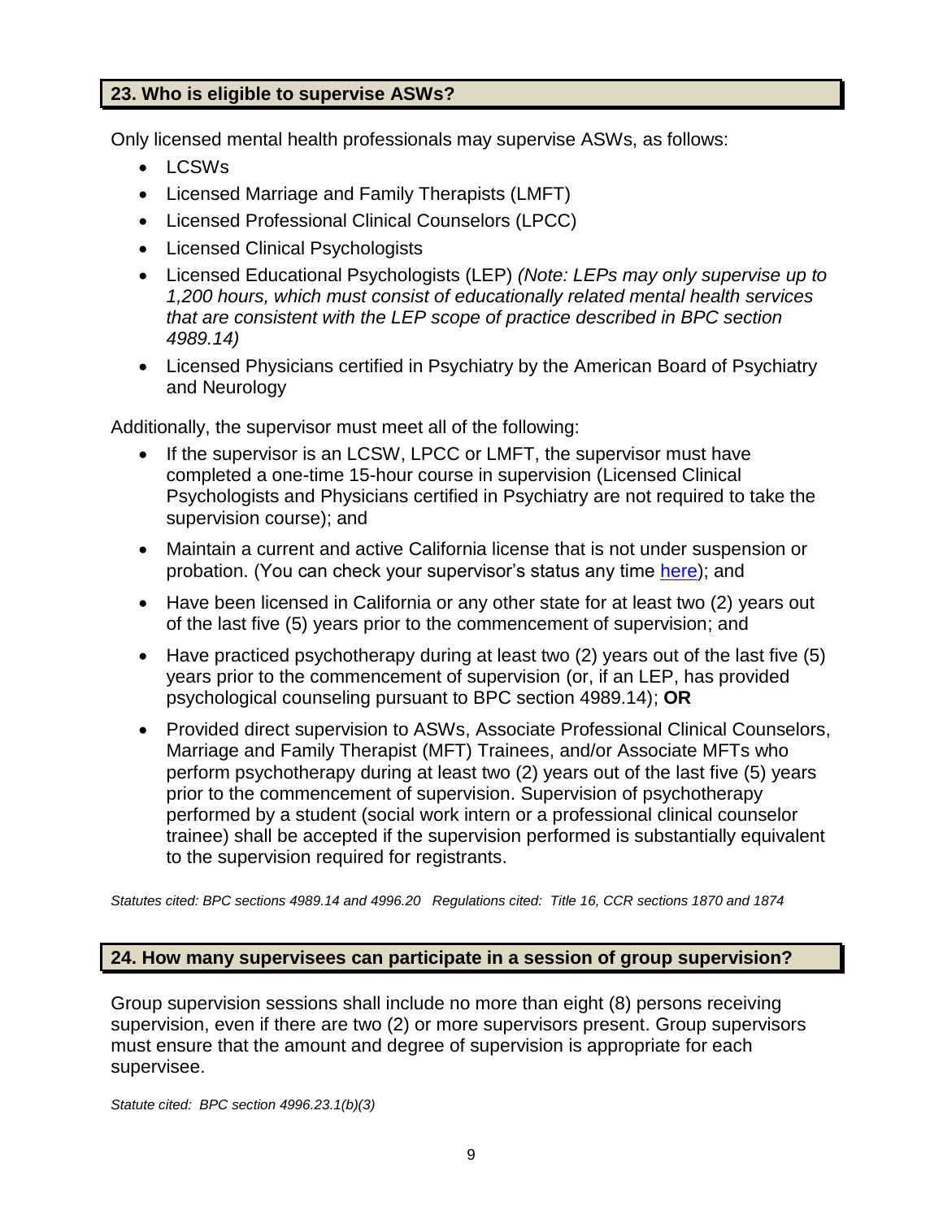### 23. Who is eligible to supervise ASWs?

Only licensed mental health professionals may supervise ASWs, as follows:

- LCSWs
- Licensed Marriage and Family Therapists (LMFT)
- Licensed Professional Clinical Counselors (LPCC)
- Licensed Clinical Psychologists
- Licensed Educational Psychologists (LEP) *(Note: LEPs may only supervise up to 1,200 hours, which must consist of educationally related mental health services that are consistent with the LEP scope of practice described in BPC section 4989.14)*
- Licensed Physicians certified in Psychiatry by the American Board of Psychiatry and Neurology

Additionally, the supervisor must meet all of the following:

- If the supervisor is an LCSW, LPCC or LMFT, the supervisor must have completed a one-time 15-hour course in supervision (Licensed Clinical Psychologists and Physicians certified in Psychiatry are not required to take the supervision course); and
- Maintain a current and active California license that is not under suspension or probation. (You can check your supervisor's status any time [here](here)); and
- Have been licensed in California or any other state for at least two (2) years out of the last five (5) years prior to the commencement of supervision; and
- Have practiced psychotherapy during at least two (2) years out of the last five (5) years prior to the commencement of supervision (or, if an LEP, has provided psychological counseling pursuant to BPC section 4989.14); **OR**
- Provided direct supervision to ASWs, Associate Professional Clinical Counselors, Marriage and Family Therapist (MFT) Trainees, and/or Associate MFTs who perform psychotherapy during at least two (2) years out of the last five (5) years prior to the commencement of supervision. Supervision of psychotherapy performed by a student (social work intern or a professional clinical counselor trainee) shall be accepted if the supervision performed is substantially equivalent to the supervision required for registrants.

*Statutes cited: BPC sections 4989.14 and 4996.20   Regulations cited: Title 16, CCR sections 1870 and 1874*

### 24. How many supervisees can participate in a session of group supervision?

Group supervision sessions shall include no more than eight (8) persons receiving supervision, even if there are two (2) or more supervisors present. Group supervisors must ensure that the amount and degree of supervision is appropriate for each supervisee.

*Statute cited: BPC section 4996.23.1(b)(3)*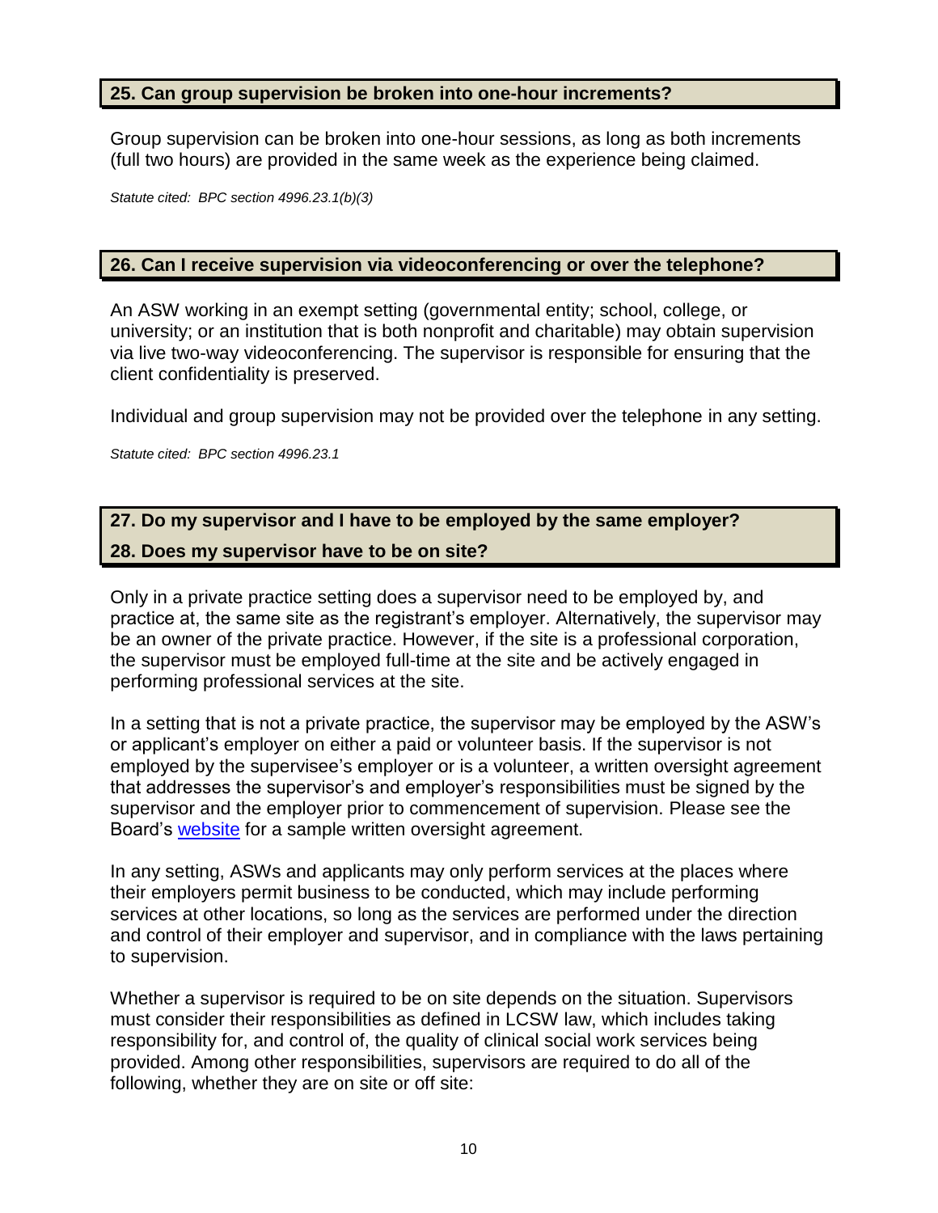## 25. Can group supervision be broken into one-hour increments?

Group supervision can be broken into one-hour sessions, as long as both increments (full two hours) are provided in the same week as the experience being claimed.

*Statute cited: BPC section 4996.23.1(b)(3)*

## 26. Can I receive supervision via videoconferencing or over the telephone?

An ASW working in an exempt setting (governmental entity; school, college, or university; or an institution that is both nonprofit and charitable) may obtain supervision via live two-way videoconferencing. The supervisor is responsible for ensuring that the client confidentiality is preserved.

Individual and group supervision may not be provided over the telephone in any setting.

*Statute cited: BPC section 4996.23.1*

## 27. Do my supervisor and I have to be employed by the same employer?

## 28. Does my supervisor have to be on site?

Only in a private practice setting does a supervisor need to be employed by, and practice at, the same site as the registrant's employer. Alternatively, the supervisor may be an owner of the private practice. However, if the site is a professional corporation, the supervisor must be employed full-time at the site and be actively engaged in performing professional services at the site.

In a setting that is not a private practice, the supervisor may be employed by the ASW's or applicant's employer on either a paid or volunteer basis. If the supervisor is not employed by the supervisee's employer or is a volunteer, a written oversight agreement that addresses the supervisor's and employer's responsibilities must be signed by the supervisor and the employer prior to commencement of supervision. Please see the Board's website for a sample written oversight agreement.

In any setting, ASWs and applicants may only perform services at the places where their employers permit business to be conducted, which may include performing services at other locations, so long as the services are performed under the direction and control of their employer and supervisor, and in compliance with the laws pertaining to supervision.

Whether a supervisor is required to be on site depends on the situation. Supervisors must consider their responsibilities as defined in LCSW law, which includes taking responsibility for, and control of, the quality of clinical social work services being provided. Among other responsibilities, supervisors are required to do all of the following, whether they are on site or off site: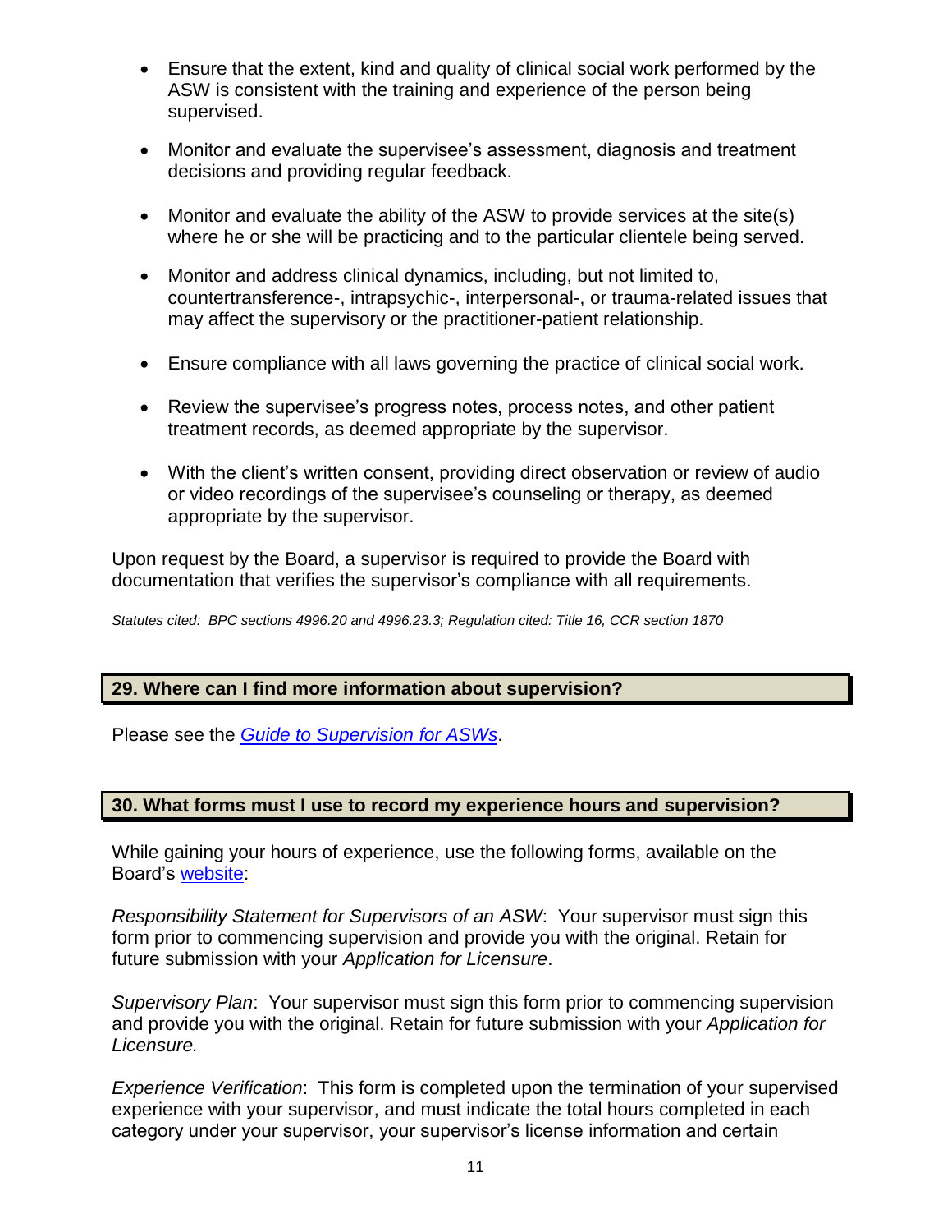- Ensure that the extent, kind and quality of clinical social work performed by the ASW is consistent with the training and experience of the person being supervised.
- Monitor and evaluate the supervisee's assessment, diagnosis and treatment decisions and providing regular feedback.
- Monitor and evaluate the ability of the ASW to provide services at the site(s) where he or she will be practicing and to the particular clientele being served.
- Monitor and address clinical dynamics, including, but not limited to, countertransference-, intrapsychic-, interpersonal-, or trauma-related issues that may affect the supervisory or the practitioner-patient relationship.
- Ensure compliance with all laws governing the practice of clinical social work.
- Review the supervisee's progress notes, process notes, and other patient treatment records, as deemed appropriate by the supervisor.
- With the client's written consent, providing direct observation or review of audio or video recordings of the supervisee's counseling or therapy, as deemed appropriate by the supervisor.

Upon request by the Board, a supervisor is required to provide the Board with documentation that verifies the supervisor's compliance with all requirements.

*Statutes cited: BPC sections 4996.20 and 4996.23.3; Regulation cited: Title 16, CCR section 1870*

## 29. Where can I find more information about supervision?

Please see the *Guide to Supervision for ASWs*.

## 30. What forms must I use to record my experience hours and supervision?

While gaining your hours of experience, use the following forms, available on the Board's website:

*Responsibility Statement for Supervisors of an ASW*: Your supervisor must sign this form prior to commencing supervision and provide you with the original. Retain for future submission with your *Application for Licensure*.

*Supervisory Plan*: Your supervisor must sign this form prior to commencing supervision and provide you with the original. Retain for future submission with your *Application for Licensure.*

*Experience Verification*: This form is completed upon the termination of your supervised experience with your supervisor, and must indicate the total hours completed in each category under your supervisor, your supervisor's license information and certain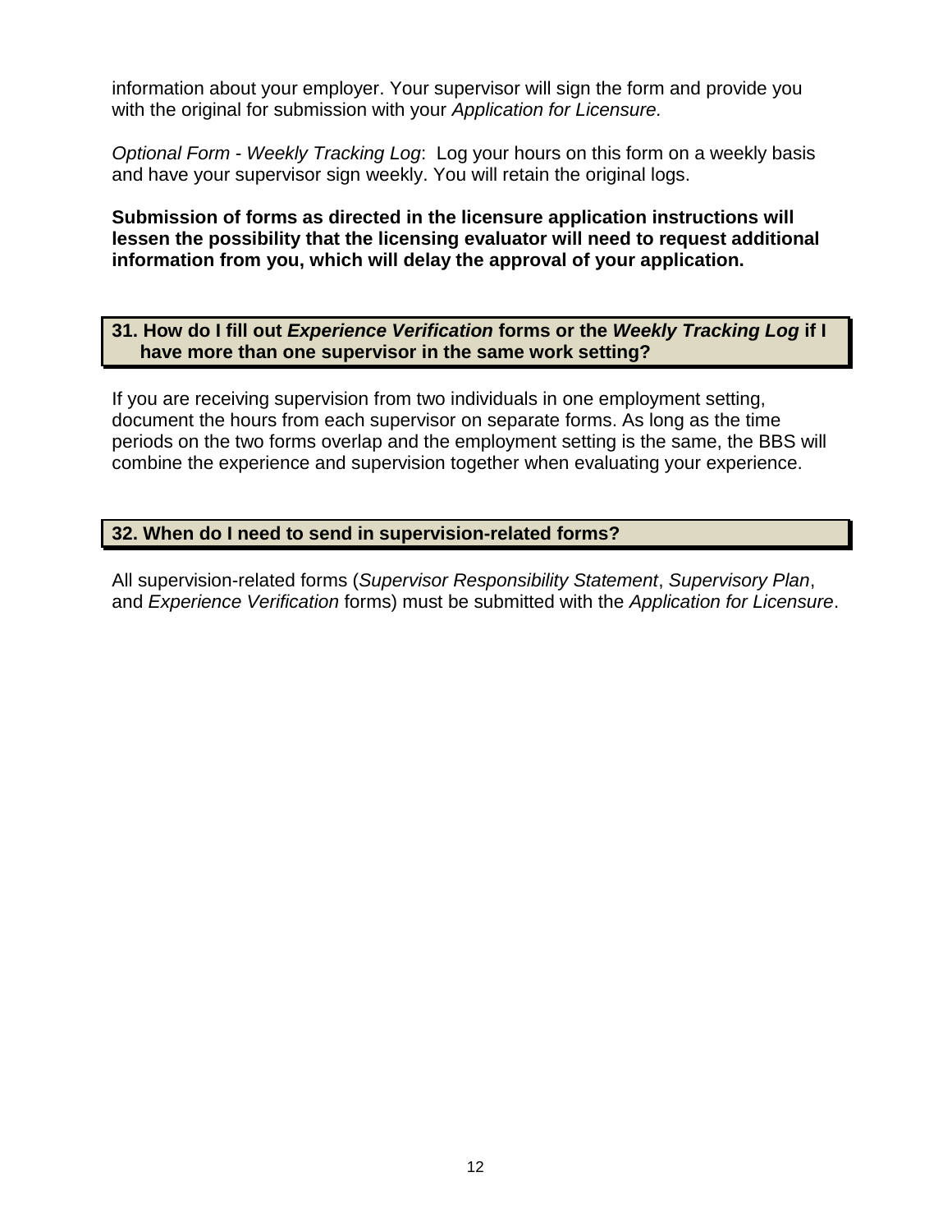information about your employer. Your supervisor will sign the form and provide you with the original for submission with your *Application for Licensure.*

*Optional Form* - *Weekly Tracking Log*: Log your hours on this form on a weekly basis and have your supervisor sign weekly. You will retain the original logs.

**Submission of forms as directed in the licensure application instructions will lessen the possibility that the licensing evaluator will need to request additional information from you, which will delay the approval of your application.**

## 31. How do I fill out *Experience Verification* forms or the *Weekly Tracking Log* if I have more than one supervisor in the same work setting?

If you are receiving supervision from two individuals in one employment setting, document the hours from each supervisor on separate forms. As long as the time periods on the two forms overlap and the employment setting is the same, the BBS will combine the experience and supervision together when evaluating your experience.

## 32. When do I need to send in supervision-related forms?

All supervision-related forms (*Supervisor Responsibility Statement*, *Supervisory Plan*, and *Experience Verification* forms) must be submitted with the *Application for Licensure*.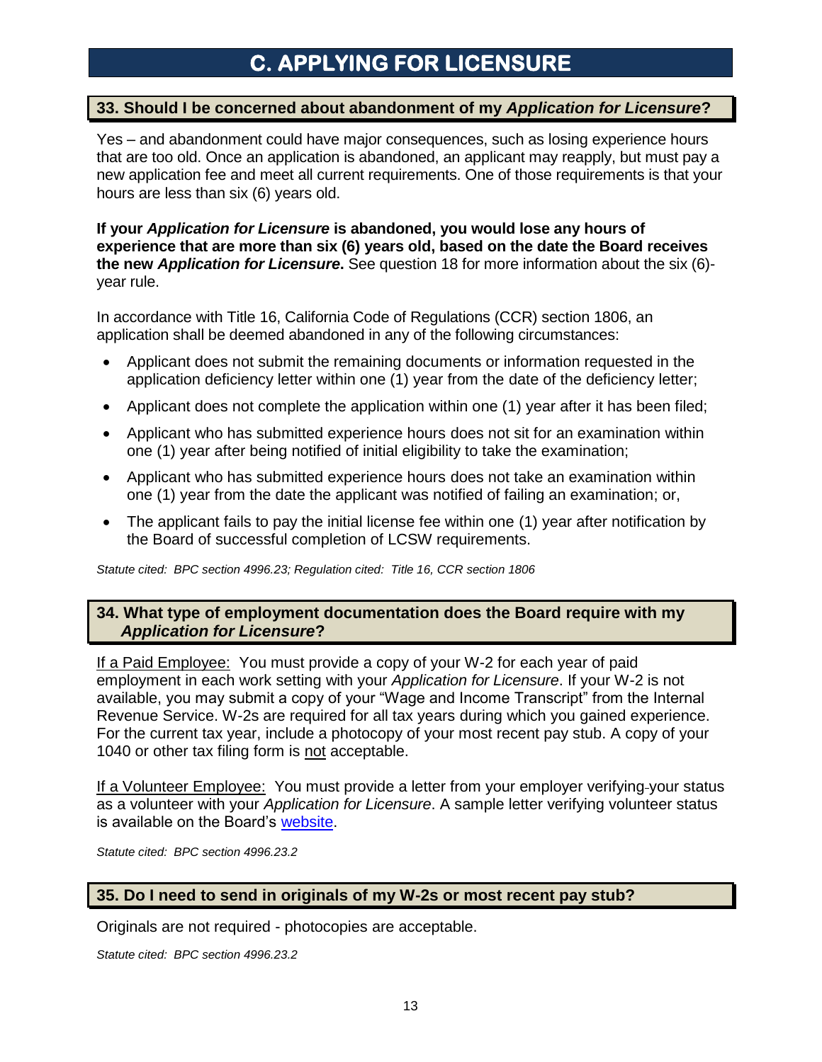# C. APPLYING FOR LICENSURE

## 33. Should I be concerned about abandonment of my *Application for Licensure*?

Yes – and abandonment could have major consequences, such as losing experience hours that are too old. Once an application is abandoned, an applicant may reapply, but must pay a new application fee and meet all current requirements. One of those requirements is that your hours are less than six (6) years old.

**If your *Application for Licensure* is abandoned, you would lose any hours of experience that are more than six (6) years old, based on the date the Board receives the new *Application for Licensure*.** See question 18 for more information about the six (6)-year rule.

In accordance with Title 16, California Code of Regulations (CCR) section 1806, an application shall be deemed abandoned in any of the following circumstances:

- Applicant does not submit the remaining documents or information requested in the application deficiency letter within one (1) year from the date of the deficiency letter;
- Applicant does not complete the application within one (1) year after it has been filed;
- Applicant who has submitted experience hours does not sit for an examination within one (1) year after being notified of initial eligibility to take the examination;
- Applicant who has submitted experience hours does not take an examination within one (1) year from the date the applicant was notified of failing an examination; or,
- The applicant fails to pay the initial license fee within one (1) year after notification by the Board of successful completion of LCSW requirements.

*Statute cited: BPC section 4996.23; Regulation cited: Title 16, CCR section 1806*

## 34. What type of employment documentation does the Board require with my *Application for Licensure*?

<u>If a Paid Employee:</u> You must provide a copy of your W-2 for each year of paid employment in each work setting with your *Application for Licensure*. If your W-2 is not available, you may submit a copy of your "Wage and Income Transcript" from the Internal Revenue Service. W-2s are required for all tax years during which you gained experience. For the current tax year, include a photocopy of your most recent pay stub. A copy of your 1040 or other tax filing form is <u>not</u> acceptable.

<u>If a Volunteer Employee:</u> You must provide a letter from your employer verifying your status as a volunteer with your *Application for Licensure*. A sample letter verifying volunteer status is available on the Board's website.

*Statute cited: BPC section 4996.23.2*

## 35. Do I need to send in originals of my W-2s or most recent pay stub?

Originals are not required - photocopies are acceptable.

*Statute cited: BPC section 4996.23.2*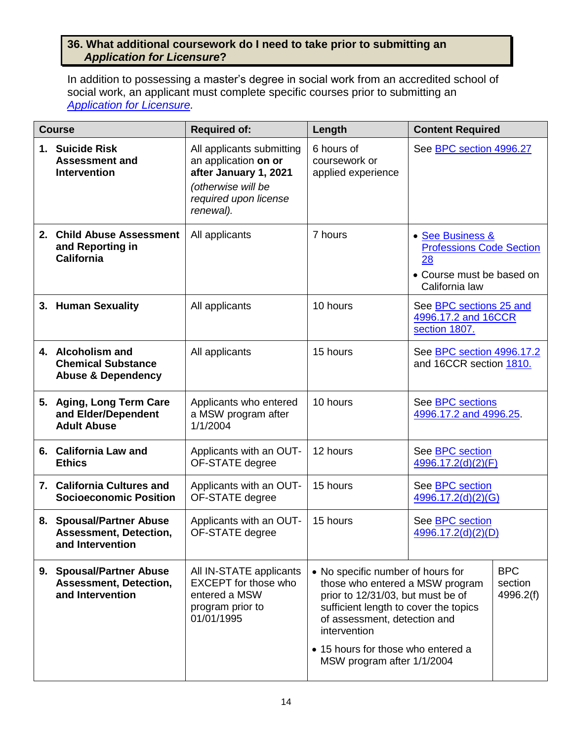### 36. What additional coursework do I need to take prior to submitting an *Application for Licensure*?

In addition to possessing a master's degree in social work from an accredited school of social work, an applicant must complete specific courses prior to submitting an *Application for Licensure*.

| Course | Required of: | Length | Content Required |
|---|---|---|---|
| **1. Suicide Risk Assessment and Intervention** | All applicants submitting an application **on or after January 1, 2021** *(otherwise will be required upon license renewal).* | 6 hours of coursework or applied experience | See BPC section 4996.27 |
| **2. Child Abuse Assessment and Reporting in California** | All applicants | 7 hours | • See Business & Professions Code Section 28 • Course must be based on California law |
| **3. Human Sexuality** | All applicants | 10 hours | See BPC sections 25 and 4996.17.2 and 16CCR section 1807. |
| **4. Alcoholism and Chemical Substance Abuse & Dependency** | All applicants | 15 hours | See BPC section 4996.17.2 and 16CCR section 1810. |
| **5. Aging, Long Term Care and Elder/Dependent Adult Abuse** | Applicants who entered a MSW program after 1/1/2004 | 10 hours | See BPC sections 4996.17.2 and 4996.25. |
| **6. California Law and Ethics** | Applicants with an OUT-OF-STATE degree | 12 hours | See BPC section 4996.17.2(d)(2)(F) |
| **7. California Cultures and Socioeconomic Position** | Applicants with an OUT-OF-STATE degree | 15 hours | See BPC section 4996.17.2(d)(2)(G) |
| **8. Spousal/Partner Abuse Assessment, Detection, and Intervention** | Applicants with an OUT-OF-STATE degree | 15 hours | See BPC section 4996.17.2(d)(2)(D) |
| **9. Spousal/Partner Abuse Assessment, Detection, and Intervention** | All IN-STATE applicants EXCEPT for those who entered a MSW program prior to 01/01/1995 | • No specific number of hours for those who entered a MSW program prior to 12/31/03, but must be of sufficient length to cover the topics of assessment, detection and intervention • 15 hours for those who entered a MSW program after 1/1/2004 | BPC section 4996.2(f) |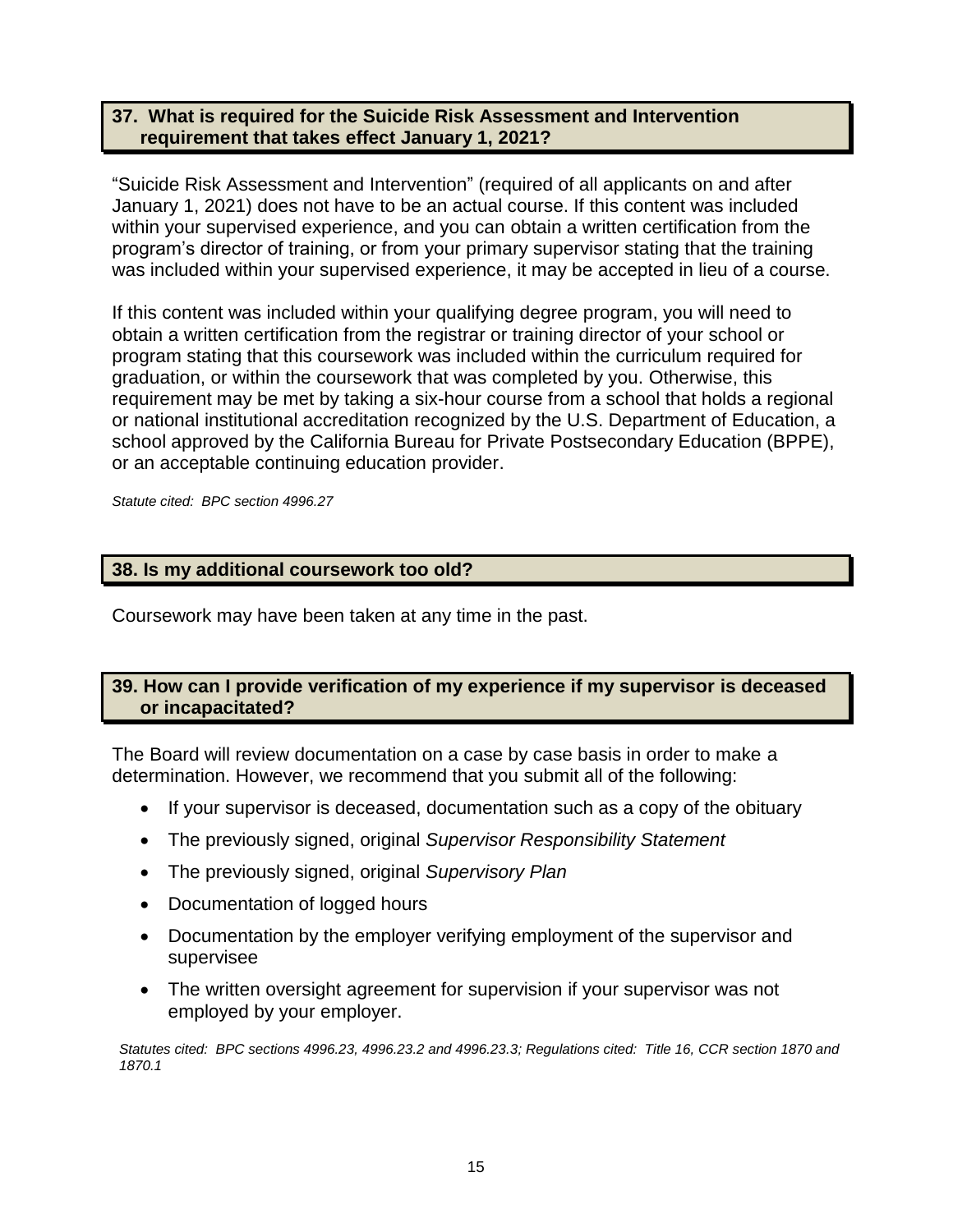### 37. What is required for the Suicide Risk Assessment and Intervention requirement that takes effect January 1, 2021?

"Suicide Risk Assessment and Intervention" (required of all applicants on and after January 1, 2021) does not have to be an actual course. If this content was included within your supervised experience, and you can obtain a written certification from the program's director of training, or from your primary supervisor stating that the training was included within your supervised experience, it may be accepted in lieu of a course.

If this content was included within your qualifying degree program, you will need to obtain a written certification from the registrar or training director of your school or program stating that this coursework was included within the curriculum required for graduation, or within the coursework that was completed by you. Otherwise, this requirement may be met by taking a six-hour course from a school that holds a regional or national institutional accreditation recognized by the U.S. Department of Education, a school approved by the California Bureau for Private Postsecondary Education (BPPE), or an acceptable continuing education provider.

*Statute cited: BPC section 4996.27*

### 38. Is my additional coursework too old?

Coursework may have been taken at any time in the past.

### 39. How can I provide verification of my experience if my supervisor is deceased or incapacitated?

The Board will review documentation on a case by case basis in order to make a determination. However, we recommend that you submit all of the following:

- If your supervisor is deceased, documentation such as a copy of the obituary
- The previously signed, original *Supervisor Responsibility Statement*
- The previously signed, original *Supervisory Plan*
- Documentation of logged hours
- Documentation by the employer verifying employment of the supervisor and supervisee
- The written oversight agreement for supervision if your supervisor was not employed by your employer.

*Statutes cited: BPC sections 4996.23, 4996.23.2 and 4996.23.3; Regulations cited: Title 16, CCR section 1870 and 1870.1*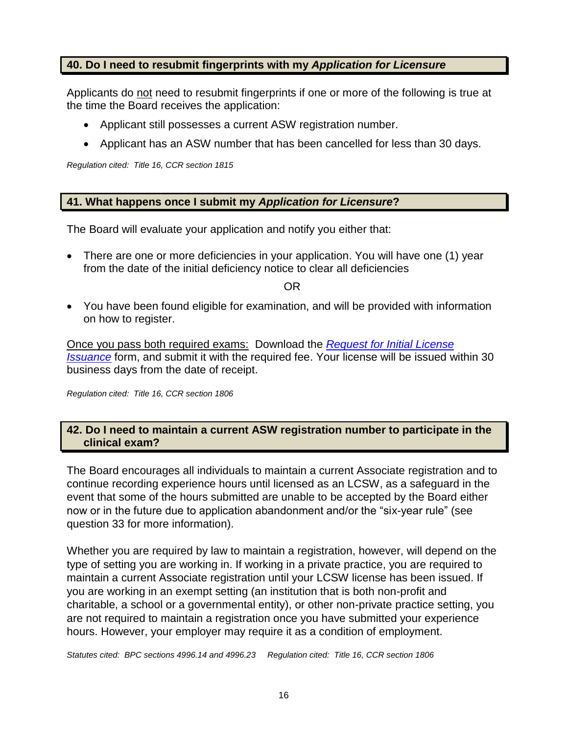### 40. Do I need to resubmit fingerprints with my *Application for Licensure*

Applicants do not need to resubmit fingerprints if one or more of the following is true at the time the Board receives the application:

- Applicant still possesses a current ASW registration number.
- Applicant has an ASW number that has been cancelled for less than 30 days.

*Regulation cited: Title 16, CCR section 1815*

### 41. What happens once I submit my *Application for Licensure*?

The Board will evaluate your application and notify you either that:

- There are one or more deficiencies in your application. You will have one (1) year from the date of the initial deficiency notice to clear all deficiencies

OR

- You have been found eligible for examination, and will be provided with information on how to register.

Once you pass both required exams: Download the [*Request for Initial License Issuance*]() form, and submit it with the required fee. Your license will be issued within 30 business days from the date of receipt.

*Regulation cited: Title 16, CCR section 1806*

### 42. Do I need to maintain a current ASW registration number to participate in the clinical exam?

The Board encourages all individuals to maintain a current Associate registration and to continue recording experience hours until licensed as an LCSW, as a safeguard in the event that some of the hours submitted are unable to be accepted by the Board either now or in the future due to application abandonment and/or the "six-year rule" (see question 33 for more information).

Whether you are required by law to maintain a registration, however, will depend on the type of setting you are working in. If working in a private practice, you are required to maintain a current Associate registration until your LCSW license has been issued. If you are working in an exempt setting (an institution that is both non-profit and charitable, a school or a governmental entity), or other non-private practice setting, you are not required to maintain a registration once you have submitted your experience hours. However, your employer may require it as a condition of employment.

*Statutes cited: BPC sections 4996.14 and 4996.23 Regulation cited: Title 16, CCR section 1806*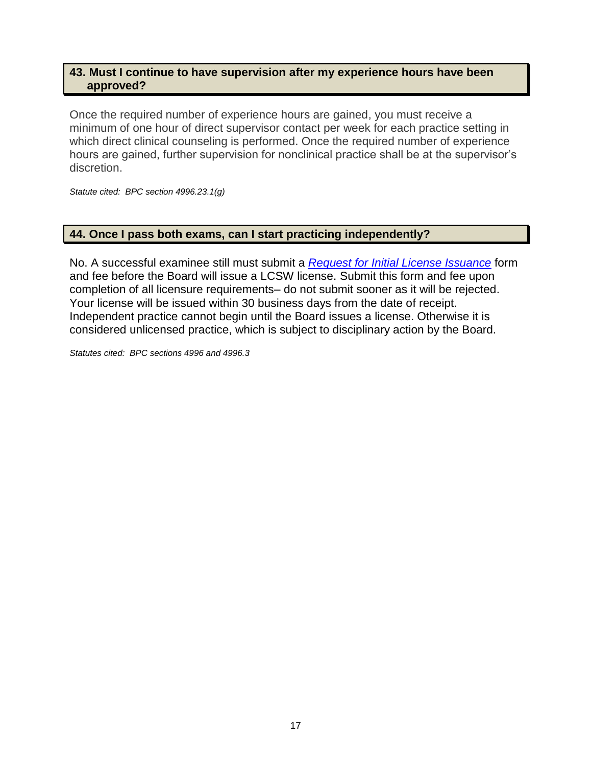## 43. Must I continue to have supervision after my experience hours have been approved?

Once the required number of experience hours are gained, you must receive a minimum of one hour of direct supervisor contact per week for each practice setting in which direct clinical counseling is performed. Once the required number of experience hours are gained, further supervision for nonclinical practice shall be at the supervisor's discretion.

*Statute cited: BPC section 4996.23.1(g)*

## 44. Once I pass both exams, can I start practicing independently?

No. A successful examinee still must submit a *Request for Initial License Issuance* form and fee before the Board will issue a LCSW license. Submit this form and fee upon completion of all licensure requirements– do not submit sooner as it will be rejected. Your license will be issued within 30 business days from the date of receipt. Independent practice cannot begin until the Board issues a license. Otherwise it is considered unlicensed practice, which is subject to disciplinary action by the Board.

*Statutes cited: BPC sections 4996 and 4996.3*